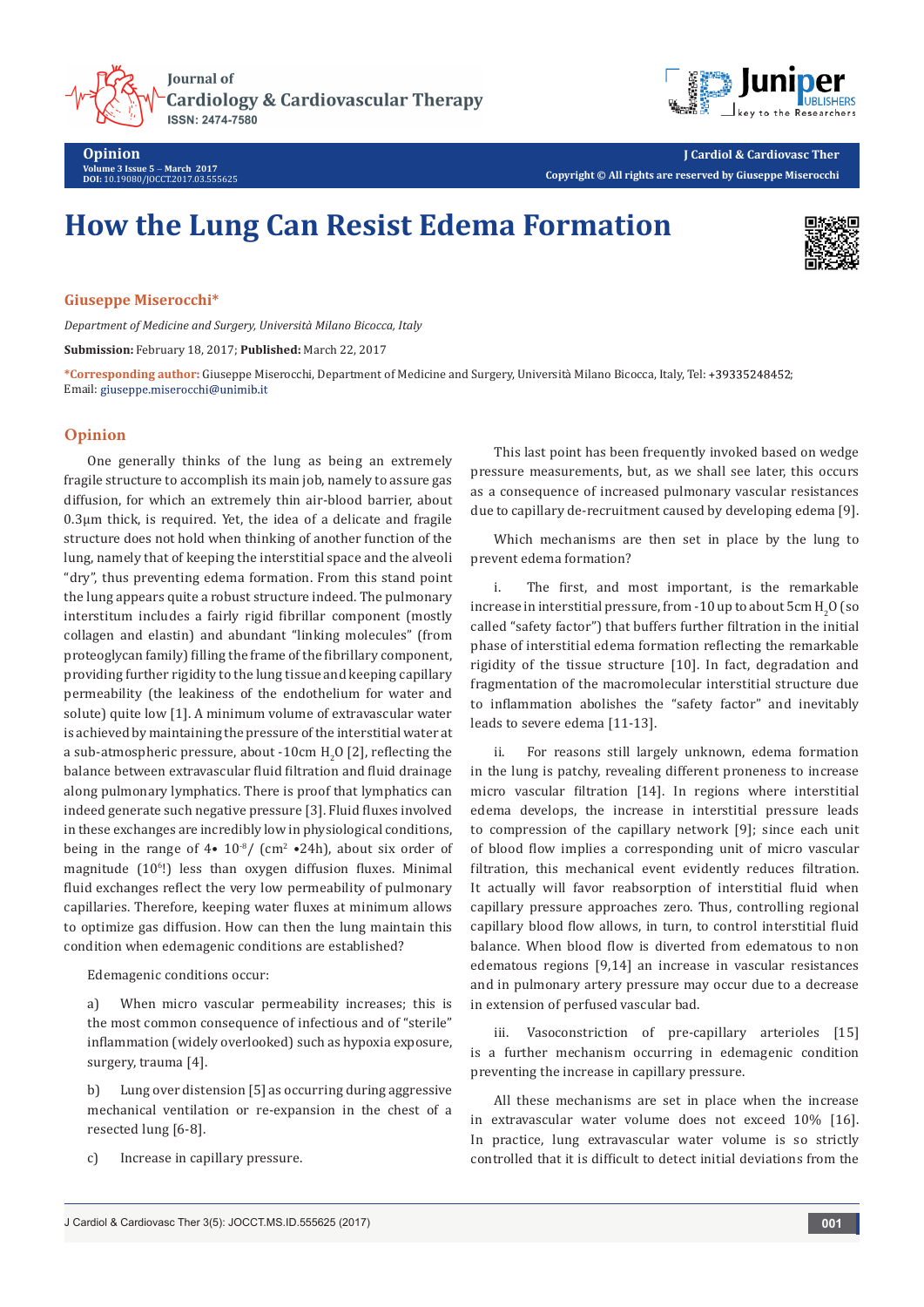Opinion
Volume 3 Issue 5 – March 2017
DOI: 10.19080/JOCCT.2017.03.555625

J Cardiol & Cardiovasc Ther
Copyright © All rights are reserved by Giuseppe Miserocchi

# How the Lung Can Resist Edema Formation

**Giuseppe Miserocchi***

*Department of Medicine and Surgery, Università Milano Bicocca, Italy*

**Submission:** February 18, 2017; **Published:** March 22, 2017

***Corresponding author:** Giuseppe Miserocchi, Department of Medicine and Surgery, Università Milano Bicocca, Italy, Tel: +39335248452; Email: giuseppe.miserocchi@unimib.it

## Opinion

One generally thinks of the lung as being an extremely fragile structure to accomplish its main job, namely to assure gas diffusion, for which an extremely thin air-blood barrier, about 0.3µm thick, is required. Yet, the idea of a delicate and fragile structure does not hold when thinking of another function of the lung, namely that of keeping the interstitial space and the alveoli "dry", thus preventing edema formation. From this stand point the lung appears quite a robust structure indeed. The pulmonary interstitium includes a fairly rigid fibrillar component (mostly collagen and elastin) and abundant "linking molecules" (from proteoglycan family) filling the frame of the fibrillary component, providing further rigidity to the lung tissue and keeping capillary permeability (the leakiness of the endothelium for water and solute) quite low [1]. A minimum volume of extravascular water is achieved by maintaining the pressure of the interstitial water at a sub-atmospheric pressure, about -10cm $H_2O$ [2], reflecting the balance between extravascular fluid filtration and fluid drainage along pulmonary lymphatics. There is proof that lymphatics can indeed generate such negative pressure [3]. Fluid fluxes involved in these exchanges are incredibly low in physiological conditions, being in the range of $4 \cdot 10^{-8}$/ ($cm^2 \cdot 24h$), about six order of magnitude ($10^6$!) less than oxygen diffusion fluxes. Minimal fluid exchanges reflect the very low permeability of pulmonary capillaries. Therefore, keeping water fluxes at minimum allows to optimize gas diffusion. How can then the lung maintain this condition when edemagenic conditions are established?

Edemagenic conditions occur:

a) When micro vascular permeability increases; this is the most common consequence of infectious and of "sterile" inflammation (widely overlooked) such as hypoxia exposure, surgery, trauma [4].

b) Lung over distension [5] as occurring during aggressive mechanical ventilation or re-expansion in the chest of a resected lung [6-8].

c) Increase in capillary pressure.

This last point has been frequently invoked based on wedge pressure measurements, but, as we shall see later, this occurs as a consequence of increased pulmonary vascular resistances due to capillary de-recruitment caused by developing edema [9].

Which mechanisms are then set in place by the lung to prevent edema formation?

i. The first, and most important, is the remarkable increase in interstitial pressure, from -10 up to about 5cm $H_2O$ (so called "safety factor") that buffers further filtration in the initial phase of interstitial edema formation reflecting the remarkable rigidity of the tissue structure [10]. In fact, degradation and fragmentation of the macromolecular interstitial structure due to inflammation abolishes the "safety factor" and inevitably leads to severe edema [11-13].

ii. For reasons still largely unknown, edema formation in the lung is patchy, revealing different proneness to increase micro vascular filtration [14]. In regions where interstitial edema develops, the increase in interstitial pressure leads to compression of the capillary network [9]; since each unit of blood flow implies a corresponding unit of micro vascular filtration, this mechanical event evidently reduces filtration. It actually will favor reabsorption of interstitial fluid when capillary pressure approaches zero. Thus, controlling regional capillary blood flow allows, in turn, to control interstitial fluid balance. When blood flow is diverted from edematous to non edematous regions [9,14] an increase in vascular resistances and in pulmonary artery pressure may occur due to a decrease in extension of perfused vascular bad.

iii. Vasoconstriction of pre-capillary arterioles [15] is a further mechanism occurring in edemagenic condition preventing the increase in capillary pressure.

All these mechanisms are set in place when the increase in extravascular water volume does not exceed 10% [16]. In practice, lung extravascular water volume is so strictly controlled that it is difficult to detect initial deviations from the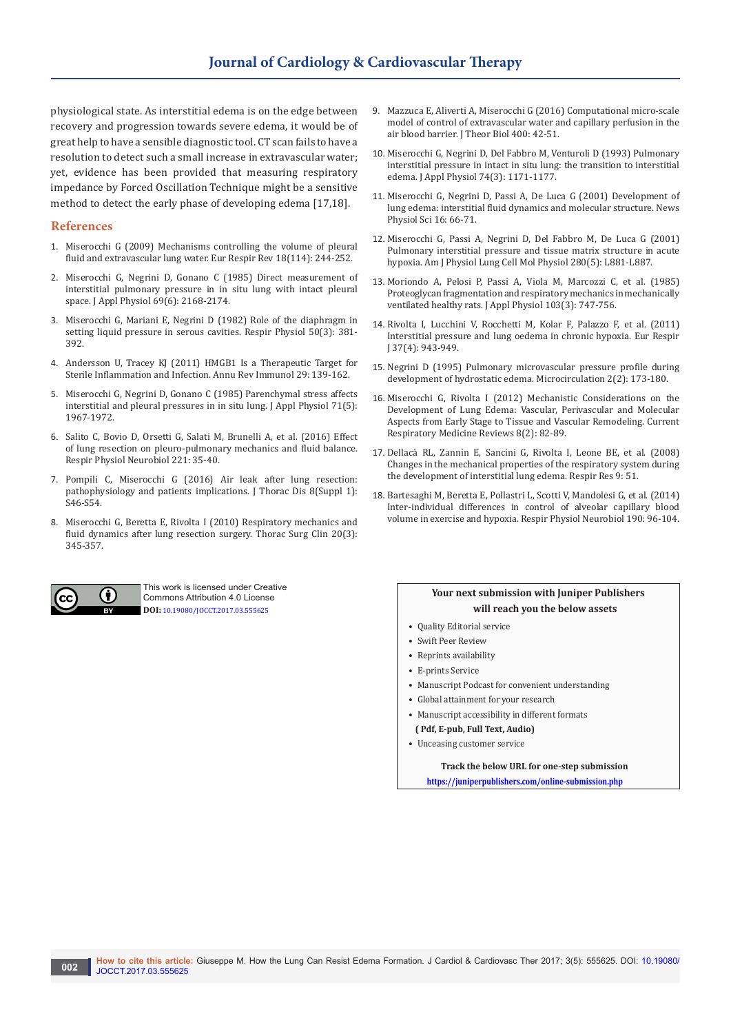physiological state. As interstitial edema is on the edge between recovery and progression towards severe edema, it would be of great help to have a sensible diagnostic tool. CT scan fails to have a resolution to detect such a small increase in extravascular water; yet, evidence has been provided that measuring respiratory impedance by Forced Oscillation Technique might be a sensitive method to detect the early phase of developing edema [17,18].

## References

1. Miserocchi G (2009) Mechanisms controlling the volume of pleural fluid and extravascular lung water. Eur Respir Rev 18(114): 244-252.
2. Miserocchi G, Negrini D, Gonano C (1985) Direct measurement of interstitial pulmonary pressure in in situ lung with intact pleural space. J Appl Physiol 69(6): 2168-2174.
3. Miserocchi G, Mariani E, Negrini D (1982) Role of the diaphragm in setting liquid pressure in serous cavities. Respir Physiol 50(3): 381-392.
4. Andersson U, Tracey KJ (2011) HMGB1 Is a Therapeutic Target for Sterile Inflammation and Infection. Annu Rev Immunol 29: 139-162.
5. Miserocchi G, Negrini D, Gonano C (1985) Parenchymal stress affects interstitial and pleural pressures in in situ lung. J Appl Physiol 71(5): 1967-1972.
6. Salito C, Bovio D, Orsetti G, Salati M, Brunelli A, et al. (2016) Effect of lung resection on pleuro-pulmonary mechanics and fluid balance. Respir Physiol Neurobiol 221: 35-40.
7. Pompili C, Miserocchi G (2016) Air leak after lung resection: pathophysiology and patients implications. J Thorac Dis 8(Suppl 1): S46-S54.
8. Miserocchi G, Beretta E, Rivolta I (2010) Respiratory mechanics and fluid dynamics after lung resection surgery. Thorac Surg Clin 20(3): 345-357.
9. Mazzuca E, Aliverti A, Miserocchi G (2016) Computational micro-scale model of control of extravascular water and capillary perfusion in the air blood barrier. J Theor Biol 400: 42-51.
10. Miserocchi G, Negrini D, Del Fabbro M, Venturoli D (1993) Pulmonary interstitial pressure in intact in situ lung: the transition to interstitial edema. J Appl Physiol 74(3): 1171-1177.
11. Miserocchi G, Negrini D, Passi A, De Luca G (2001) Development of lung edema: interstitial fluid dynamics and molecular structure. News Physiol Sci 16: 66-71.
12. Miserocchi G, Passi A, Negrini D, Del Fabbro M, De Luca G (2001) Pulmonary interstitial pressure and tissue matrix structure in acute hypoxia. Am J Physiol Lung Cell Mol Physiol 280(5): L881-L887.
13. Moriondo A, Pelosi P, Passi A, Viola M, Marcozzi C, et al. (1985) Proteoglycan fragmentation and respiratory mechanics in mechanically ventilated healthy rats. J Appl Physiol 103(3): 747-756.
14. Rivolta I, Lucchini V, Rocchetti M, Kolar F, Palazzo F, et al. (2011) Interstitial pressure and lung oedema in chronic hypoxia. Eur Respir J 37(4): 943-949.
15. Negrini D (1995) Pulmonary microvascular pressure profile during development of hydrostatic edema. Microcirculation 2(2): 173-180.
16. Miserocchi G, Rivolta I (2012) Mechanistic Considerations on the Development of Lung Edema: Vascular, Perivascular and Molecular Aspects from Early Stage to Tissue and Vascular Remodeling. Current Respiratory Medicine Reviews 8(2): 82-89.
17. Dellacà RL, Zannin E, Sancini G, Rivolta I, Leone BE, et al. (2008) Changes in the mechanical properties of the respiratory system during the development of interstitial lung edema. Respir Res 9: 51.
18. Bartesaghi M, Beretta E, Pollastri L, Scotti V, Mandolesi G, et al. (2014) Inter-individual differences in control of alveolar capillary blood volume in exercise and hypoxia. Respir Physiol Neurobiol 190: 96-104.

This work is licensed under Creative Commons Attribution 4.0 License
**DOI:** 10.19080/JOCCT.2017.03.555625

**Your next submission with Juniper Publishers will reach you the below assets**

- Quality Editorial service
- Swift Peer Review
- Reprints availability
- E-prints Service
- Manuscript Podcast for convenient understanding
- Global attainment for your research
- Manuscript accessibility in different formats
  **( Pdf, E-pub, Full Text, Audio)**
- Unceasing customer service

**Track the below URL for one-step submission**
https://juniperpublishers.com/online-submission.php

**How to cite this article:** Giuseppe M. How the Lung Can Resist Edema Formation. J Cardiol & Cardiovasc Ther 2017; 3(5): 555625. DOI: 10.19080/JOCCT.2017.03.555625